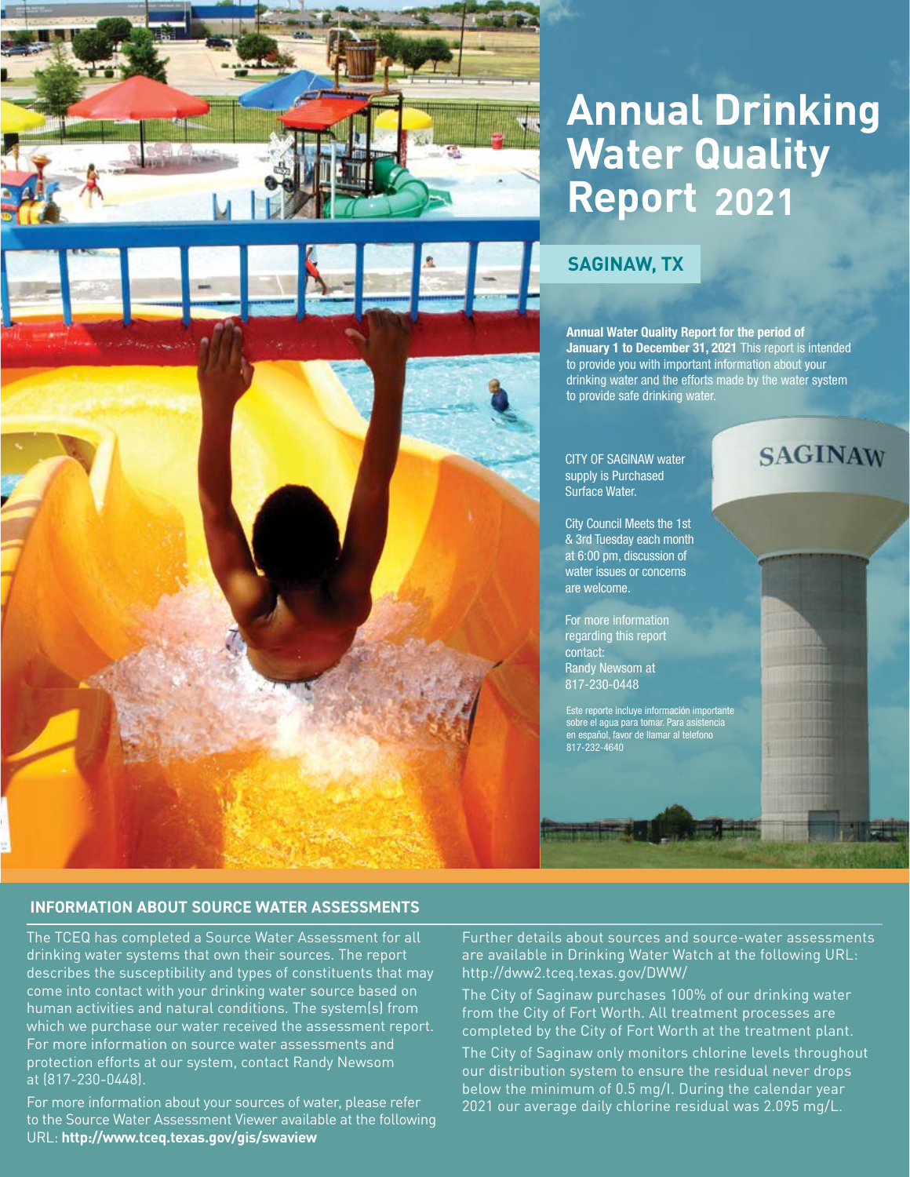# Annual Drinking Water Quality Report 2021

## SAGINAW, TX

**Annual Water Quality Report for the period of January 1 to December 31, 2021** This report is intended to provide you with important information about your drinking water and the efforts made by the water system to provide safe drinking water.

CITY OF SAGINAW water supply is Purchased Surface Water.

City Council Meets the 1st & 3rd Tuesday each month at 6:00 pm, discussion of water issues or concerns are welcome.

For more information regarding this report contact:
Randy Newsom at 817-230-0448

Este reporte incluye información importante sobre el agua para tomar. Para asistencia en español, favor de llamar al telefono 817-232-4640

## INFORMATION ABOUT SOURCE WATER ASSESSMENTS

The TCEQ has completed a Source Water Assessment for all drinking water systems that own their sources. The report describes the susceptibility and types of constituents that may come into contact with your drinking water source based on human activities and natural conditions. The system(s) from which we purchase our water received the assessment report. For more information on source water assessments and protection efforts at our system, contact Randy Newsom at (817-230-0448).

For more information about your sources of water, please refer to the Source Water Assessment Viewer available at the following URL: **http://www.tceq.texas.gov/gis/swaview**

Further details about sources and source-water assessments are available in Drinking Water Watch at the following URL: http://dww2.tceq.texas.gov/DWW/

The City of Saginaw purchases 100% of our drinking water from the City of Fort Worth. All treatment processes are completed by the City of Fort Worth at the treatment plant.

The City of Saginaw only monitors chlorine levels throughout our distribution system to ensure the residual never drops below the minimum of 0.5 mg/l. During the calendar year 2021 our average daily chlorine residual was 2.095 mg/L.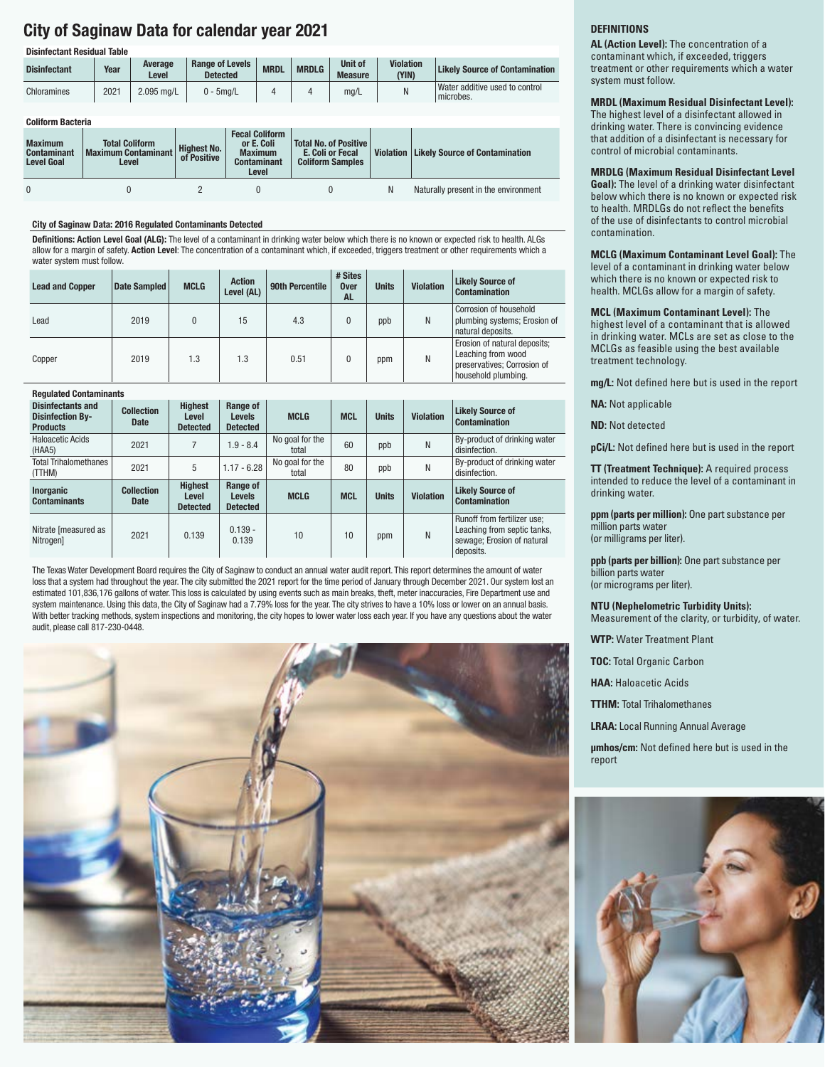# City of Saginaw Data for calendar year 2021

**Disinfectant Residual Table**

| Disinfectant | Year | Average Level | Range of Levels Detected | MRDL | MRDLG | Unit of Measure | Violation (YIN) | Likely Source of Contamination |
|---|---|---|---|---|---|---|---|---|
| Chloramines | 2021 | 2.095 mg/L | 0 - 5mg/L | 4 | 4 | mg/L | N | Water additive used to control microbes. |

**Coliform Bacteria**

| Maximum Contaminant Level Goal | Total Coliform Maximum Contaminant Level | Highest No. of Positive | Fecal Coliform or E. Coli Maximum Contaminant Level | Total No. of Positive E. Coli or Fecal Coliform Samples | Violation | Likely Source of Contamination |
|---|---|---|---|---|---|---|
| 0 | 0 | 2 | 0 | 0 | N | Naturally present in the environment |

**City of Saginaw Data: 2016 Regulated Contaminants Detected**

**Definitions: Action Level Goal (ALG):** The level of a contaminant in drinking water below which there is no known or expected risk to health. ALGs allow for a margin of safety. **Action Level**: The concentration of a contaminant which, if exceeded, triggers treatment or other requirements which a water system must follow.

| Lead and Copper | Date Sampled | MCLG | Action Level (AL) | 90th Percentile | # Sites Over AL | Units | Violation | Likely Source of Contamination |
|---|---|---|---|---|---|---|---|---|
| Lead | 2019 | 0 | 15 | 4.3 | 0 | ppb | N | Corrosion of household plumbing systems; Erosion of natural deposits. |
| Copper | 2019 | 1.3 | 1.3 | 0.51 | 0 | ppm | N | Erosion of natural deposits; Leaching from wood preservatives; Corrosion of household plumbing. |

**Regulated Contaminants**

| Disinfectants and Disinfection By-Products | Collection Date | Highest Level Detected | Range of Levels Detected | MCLG | MCL | Units | Violation | Likely Source of Contamination |
|---|---|---|---|---|---|---|---|---|
| Haloacetic Acids (HAA5) | 2021 | 7 | 1.9 - 8.4 | No goal for the total | 60 | ppb | N | By-product of drinking water disinfection. |
| Total Trihalomethanes (TTHM) | 2021 | 5 | 1.17 - 6.28 | No goal for the total | 80 | ppb | N | By-product of drinking water disinfection. |
| **Inorganic Contaminants** | **Collection Date** | **Highest Level Detected** | **Range of Levels Detected** | **MCLG** | **MCL** | **Units** | **Violation** | **Likely Source of Contamination** |
| Nitrate [measured as Nitrogen] | 2021 | 0.139 | 0.139 - 0.139 | 10 | 10 | ppm | N | Runoff from fertilizer use; Leaching from septic tanks, sewage; Erosion of natural deposits. |

The Texas Water Development Board requires the City of Saginaw to conduct an annual water audit report. This report determines the amount of water loss that a system had throughout the year. The city submitted the 2021 report for the time period of January through December 2021. Our system lost an estimated 101,836,176 gallons of water. This loss is calculated by using events such as main breaks, theft, meter inaccuracies, Fire Department use and system maintenance. Using this data, the City of Saginaw had a 7.79% loss for the year. The city strives to have a 10% loss or lower on an annual basis. With better tracking methods, system inspections and monitoring, the city hopes to lower water loss each year. If you have any questions about the water audit, please call 817-230-0448.

## DEFINITIONS

**AL (Action Level):** The concentration of a contaminant which, if exceeded, triggers treatment or other requirements which a water system must follow.

**MRDL (Maximum Residual Disinfectant Level):** The highest level of a disinfectant allowed in drinking water. There is convincing evidence that addition of a disinfectant is necessary for control of microbial contaminants.

**MRDLG (Maximum Residual Disinfectant Level Goal):** The level of a drinking water disinfectant below which there is no known or expected risk to health. MRDLGs do not reflect the benefits of the use of disinfectants to control microbial contamination.

**MCLG (Maximum Contaminant Level Goal):** The level of a contaminant in drinking water below which there is no known or expected risk to health. MCLGs allow for a margin of safety.

**MCL (Maximum Contaminant Level):** The highest level of a contaminant that is allowed in drinking water. MCLs are set as close to the MCLGs as feasible using the best available treatment technology.

**mg/L:** Not defined here but is used in the report

**NA:** Not applicable

**ND:** Not detected

**pCi/L:** Not defined here but is used in the report

**TT (Treatment Technique):** A required process intended to reduce the level of a contaminant in drinking water.

**ppm (parts per million):** One part substance per million parts water (or milligrams per liter).

**ppb (parts per billion):** One part substance per billion parts water (or micrograms per liter).

**NTU (Nephelometric Turbidity Units):** Measurement of the clarity, or turbidity, of water.

**WTP:** Water Treatment Plant

**TOC:** Total Organic Carbon

**HAA:** Haloacetic Acids

**TTHM:** Total Trihalomethanes

**LRAA:** Local Running Annual Average

**µmhos/cm:** Not defined here but is used in the report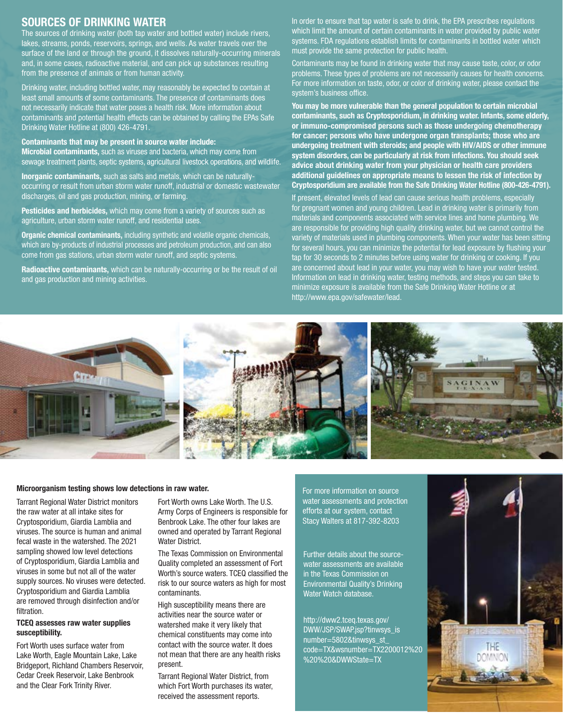## SOURCES OF DRINKING WATER

The sources of drinking water (both tap water and bottled water) include rivers, lakes, streams, ponds, reservoirs, springs, and wells. As water travels over the surface of the land or through the ground, it dissolves naturally-occurring minerals and, in some cases, radioactive material, and can pick up substances resulting from the presence of animals or from human activity.

Drinking water, including bottled water, may reasonably be expected to contain at least small amounts of some contaminants. The presence of contaminants does not necessarily indicate that water poses a health risk. More information about contaminants and potential health effects can be obtained by calling the EPAs Safe Drinking Water Hotline at (800) 426-4791.

**Contaminants that may be present in source water include:**

**Microbial contaminants,** such as viruses and bacteria, which may come from sewage treatment plants, septic systems, agricultural livestock operations, and wildlife.

**Inorganic contaminants,** such as salts and metals, which can be naturally-occurring or result from urban storm water runoff, industrial or domestic wastewater discharges, oil and gas production, mining, or farming.

**Pesticides and herbicides,** which may come from a variety of sources such as agriculture, urban storm water runoff, and residential uses.

**Organic chemical contaminants,** including synthetic and volatile organic chemicals, which are by-products of industrial processes and petroleum production, and can also come from gas stations, urban storm water runoff, and septic systems.

**Radioactive contaminants,** which can be naturally-occurring or be the result of oil and gas production and mining activities.

In order to ensure that tap water is safe to drink, the EPA prescribes regulations which limit the amount of certain contaminants in water provided by public water systems. FDA regulations establish limits for contaminants in bottled water which must provide the same protection for public health.

Contaminants may be found in drinking water that may cause taste, color, or odor problems. These types of problems are not necessarily causes for health concerns. For more information on taste, odor, or color of drinking water, please contact the system's business office.

**You may be more vulnerable than the general population to certain microbial contaminants, such as Cryptosporidium, in drinking water. Infants, some elderly, or immuno-compromised persons such as those undergoing chemotherapy for cancer; persons who have undergone organ transplants; those who are undergoing treatment with steroids; and people with HIV/AIDS or other immune system disorders, can be particularly at risk from infections. You should seek advice about drinking water from your physician or health care providers additional guidelines on appropriate means to lessen the risk of infection by Cryptosporidium are available from the Safe Drinking Water Hotline (800-426-4791).**

If present, elevated levels of lead can cause serious health problems, especially for pregnant women and young children. Lead in drinking water is primarily from materials and components associated with service lines and home plumbing. We are responsible for providing high quality drinking water, but we cannot control the variety of materials used in plumbing components. When your water has been sitting for several hours, you can minimize the potential for lead exposure by flushing your tap for 30 seconds to 2 minutes before using water for drinking or cooking. If you are concerned about lead in your water, you may wish to have your water tested. Information on lead in drinking water, testing methods, and steps you can take to minimize exposure is available from the Safe Drinking Water Hotline or at http://www.epa.gov/safewater/lead.

**Microorganism testing shows low detections in raw water.**

Tarrant Regional Water District monitors the raw water at all intake sites for Cryptosporidium, Giardia Lamblia and viruses. The source is human and animal fecal waste in the watershed. The 2021 sampling showed low level detections of Cryptosporidium, Giardia Lamblia and viruses in some but not all of the water supply sources. No viruses were detected. Cryptosporidium and Giardia Lamblia are removed through disinfection and/or filtration.

**TCEQ assesses raw water supplies susceptibility.**

Fort Worth uses surface water from Lake Worth, Eagle Mountain Lake, Lake Bridgeport, Richland Chambers Reservoir, Cedar Creek Reservoir, Lake Benbrook and the Clear Fork Trinity River.

Fort Worth owns Lake Worth. The U.S. Army Corps of Engineers is responsible for Benbrook Lake. The other four lakes are owned and operated by Tarrant Regional Water District.

The Texas Commission on Environmental Quality completed an assessment of Fort Worth's source waters. TCEQ classified the risk to our source waters as high for most contaminants.

High susceptibility means there are activities near the source water or watershed make it very likely that chemical constituents may come into contact with the source water. It does not mean that there are any health risks present.

Tarrant Regional Water District, from which Fort Worth purchases its water, received the assessment reports.

For more information on source water assessments and protection efforts at our system, contact Stacy Walters at 817-392-8203

Further details about the source-water assessments are available in the Texas Commission on Environmental Quality's Drinking Water Watch database.

http://dww2.tceq.texas.gov/DWW/JSP/SWAP.jsp?tinwsys_is number=5802&tinwsys_st_code=TX&wsnumber=TX2200012%20%20%20&DWWState=TX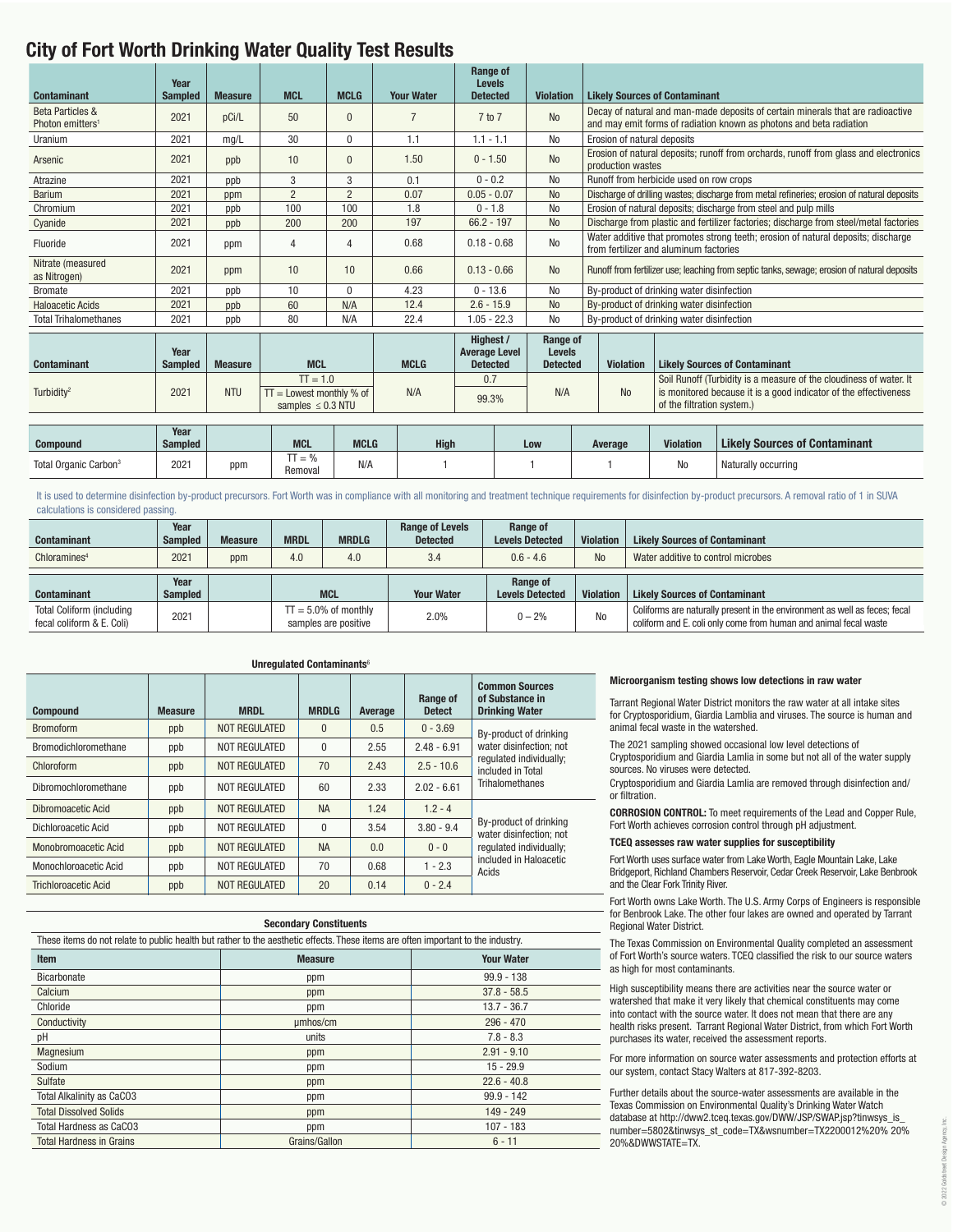# City of Fort Worth Drinking Water Quality Test Results

| Contaminant | Year Sampled | Measure | MCL | MCLG | Your Water | Range of Levels Detected | Violation | Likely Sources of Contaminant |
|---|---|---|---|---|---|---|---|---|
| Beta Particles & Photon emitters[1] | 2021 | pCi/L | 50 | 0 | 7 | 7 to 7 | No | Decay of natural and man-made deposits of certain minerals that are radioactive and may emit forms of radiation known as photons and beta radiation |
| Uranium | 2021 | mg/L | 30 | 0 | 1.1 | 1.1 - 1.1 | No | Erosion of natural deposits |
| Arsenic | 2021 | ppb | 10 | 0 | 1.50 | 0 - 1.50 | No | Erosion of natural deposits; runoff from orchards, runoff from glass and electronics production wastes |
| Atrazine | 2021 | ppb | 3 | 3 | 0.1 | 0 - 0.2 | No | Runoff from herbicide used on row crops |
| Barium | 2021 | ppm | 2 | 2 | 0.07 | 0.05 - 0.07 | No | Discharge of drilling wastes; discharge from metal refineries; erosion of natural deposits |
| Chromium | 2021 | ppb | 100 | 100 | 1.8 | 0 - 1.8 | No | Erosion of natural deposits; discharge from steel and pulp mills |
| Cyanide | 2021 | ppb | 200 | 200 | 197 | 66.2 - 197 | No | Discharge from plastic and fertilizer factories; discharge from steel/metal factories |
| Fluoride | 2021 | ppm | 4 | 4 | 0.68 | 0.18 - 0.68 | No | Water additive that promotes strong teeth; erosion of natural deposits; discharge from fertilizer and aluminum factories |
| Nitrate (measured as Nitrogen) | 2021 | ppm | 10 | 10 | 0.66 | 0.13 - 0.66 | No | Runoff from fertilizer use; leaching from septic tanks, sewage; erosion of natural deposits |
| Bromate | 2021 | ppb | 10 | 0 | 4.23 | 0 - 13.6 | No | By-product of drinking water disinfection |
| Haloacetic Acids | 2021 | ppb | 60 | N/A | 12.4 | 2.6 - 15.9 | No | By-product of drinking water disinfection |
| Total Trihalomethanes | 2021 | ppb | 80 | N/A | 22.4 | 1.05 - 22.3 | No | By-product of drinking water disinfection |

| Contaminant | Year Sampled | Measure | MCL | MCLG | Highest / Average Level Detected | Range of Levels Detected | Violation | Likely Sources of Contaminant |
|---|---|---|---|---|---|---|---|---|
| Turbidity[2] | 2021 | NTU | TT = 1.0 | N/A | 0.7 | N/A | No | Soil Runoff (Turbidity is a measure of the cloudiness of water. It is monitored because it is a good indicator of the effectiveness of the filtration system.) |
| | | | TT = Lowest monthly % of samples ≤ 0.3 NTU | | 99.3% | | | |

| Compound | Year Sampled | | MCL | MCLG | High | Low | Average | Violation | Likely Sources of Contaminant |
|---|---|---|---|---|---|---|---|---|---|
| Total Organic Carbon[3] | 2021 | ppm | TT = % Removal | N/A | 1 | 1 | 1 | No | Naturally occurring |

It is used to determine disinfection by-product precursors. Fort Worth was in compliance with all monitoring and treatment technique requirements for disinfection by-product precursors. A removal ratio of 1 in SUVA calculations is considered passing.

| Contaminant | Year Sampled | Measure | MRDL | MRDLG | Range of Levels Detected | Range of Levels Detected | Violation | Likely Sources of Contaminant |
|---|---|---|---|---|---|---|---|---|
| Chloramines[4] | 2021 | ppm | 4.0 | 4.0 | 3.4 | 0.6 - 4.6 | No | Water additive to control microbes |

| Contaminant | Year Sampled | | MCL | Your Water | Range of Levels Detected | Violation | Likely Sources of Contaminant |
|---|---|---|---|---|---|---|---|
| Total Coliform (including fecal coliform & E. Coli) | 2021 | | TT = 5.0% of monthly samples are positive | 2.0% | 0 – 2% | No | Coliforms are naturally present in the environment as well as feces; fecal coliform and E. coli only come from human and animal fecal waste |

**Unregulated Contaminants[6]**

| Compound | Measure | MRDL | MRDLG | Average | Range of Detect | Common Sources of Substance in Drinking Water |
|---|---|---|---|---|---|---|
| Bromoform | ppb | NOT REGULATED | 0 | 0.5 | 0 - 3.69 | By-product of drinking water disinfection; not regulated individually; included in Total Trihalomethanes |
| Bromodichloromethane | ppb | NOT REGULATED | 0 | 2.55 | 2.48 - 6.91 | |
| Chloroform | ppb | NOT REGULATED | 70 | 2.43 | 2.5 - 10.6 | |
| Dibromochloromethane | ppb | NOT REGULATED | 60 | 2.33 | 2.02 - 6.61 | |
| Dibromoacetic Acid | ppb | NOT REGULATED | NA | 1.24 | 1.2 - 4 | By-product of drinking water disinfection; not regulated individually; included in Haloacetic Acids |
| Dichloroacetic Acid | ppb | NOT REGULATED | 0 | 3.54 | 3.80 - 9.4 | |
| Monobromoacetic Acid | ppb | NOT REGULATED | NA | 0.0 | 0 - 0 | |
| Monochloroacetic Acid | ppb | NOT REGULATED | 70 | 0.68 | 1 - 2.3 | |
| Trichloroacetic Acid | ppb | NOT REGULATED | 20 | 0.14 | 0 - 2.4 | |

**Secondary Constituents**

These items do not relate to public health but rather to the aesthetic effects. These items are often important to the industry.

| Item | Measure | Your Water |
|---|---|---|
| Bicarbonate | ppm | 99.9 - 138 |
| Calcium | ppm | 37.8 - 58.5 |
| Chloride | ppm | 13.7 - 36.7 |
| Conductivity | μmhos/cm | 296 - 470 |
| pH | units | 7.8 - 8.3 |
| Magnesium | ppm | 2.91 - 9.10 |
| Sodium | ppm | 15 - 29.9 |
| Sulfate | ppm | 22.6 - 40.8 |
| Total Alkalinity as CaCO3 | ppm | 99.9 - 142 |
| Total Dissolved Solids | ppm | 149 - 249 |
| Total Hardness as CaCO3 | ppm | 107 - 183 |
| Total Hardness in Grains | Grains/Gallon | 6 - 11 |

**Microorganism testing shows low detections in raw water**

Tarrant Regional Water District monitors the raw water at all intake sites for Cryptosporidium, Giardia Lamblia and viruses. The source is human and animal fecal waste in the watershed.

The 2021 sampling showed occasional low level detections of Cryptosporidium and Giardia Lamlia in some but not all of the water supply sources. No viruses were detected.

Cryptosporidium and Giardia Lamlia are removed through disinfection and/ or filtration.

**CORROSION CONTROL:** To meet requirements of the Lead and Copper Rule, Fort Worth achieves corrosion control through pH adjustment.

**TCEQ assesses raw water supplies for susceptibility**

Fort Worth uses surface water from Lake Worth, Eagle Mountain Lake, Lake Bridgeport, Richland Chambers Reservoir, Cedar Creek Reservoir, Lake Benbrook and the Clear Fork Trinity River.

Fort Worth owns Lake Worth. The U.S. Army Corps of Engineers is responsible for Benbrook Lake. The other four lakes are owned and operated by Tarrant Regional Water District.

The Texas Commission on Environmental Quality completed an assessment of Fort Worth's source waters. TCEQ classified the risk to our source waters as high for most contaminants.

High susceptibility means there are activities near the source water or watershed that make it very likely that chemical constituents may come into contact with the source water. It does not mean that there are any health risks present. Tarrant Regional Water District, from which Fort Worth purchases its water, received the assessment reports.

For more information on source water assessments and protection efforts at our system, contact Stacy Walters at 817-392-8203.

Further details about the source-water assessments are available in the Texas Commission on Environmental Quality's Drinking Water Watch database at http://dww2.tceq.texas.gov/DWW/JSP/SWAP.jsp?tinwsys_is_number=5802&tinwsys_st_code=TX&wsnumber=TX2200012%20% 20%20%&DWWSTATE=TX.